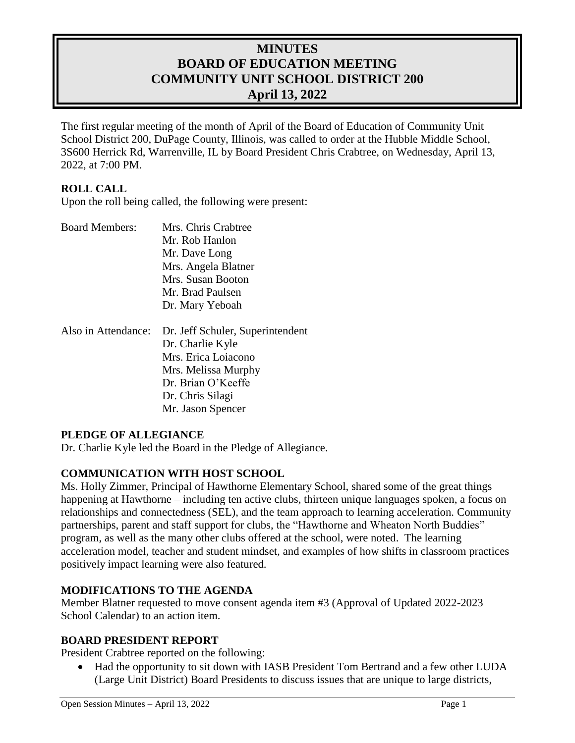# MINUTES
# BOARD OF EDUCATION MEETING
# COMMUNITY UNIT SCHOOL DISTRICT 200
# April 13, 2022

The first regular meeting of the month of April of the Board of Education of Community Unit School District 200, DuPage County, Illinois, was called to order at the Hubble Middle School, 3S600 Herrick Rd, Warrenville, IL by Board President Chris Crabtree, on Wednesday, April 13, 2022, at 7:00 PM.

**ROLL CALL**

Upon the roll being called, the following were present:

| | |
|---|---|
| Board Members: | Mrs. Chris Crabtree |
| | Mr. Rob Hanlon |
| | Mr. Dave Long |
| | Mrs. Angela Blatner |
| | Mrs. Susan Booton |
| | Mr. Brad Paulsen |
| | Dr. Mary Yeboah |
| Also in Attendance: | Dr. Jeff Schuler, Superintendent |
| | Dr. Charlie Kyle |
| | Mrs. Erica Loiacono |
| | Mrs. Melissa Murphy |
| | Dr. Brian O'Keeffe |
| | Dr. Chris Silagi |
| | Mr. Jason Spencer |

**PLEDGE OF ALLEGIANCE**

Dr. Charlie Kyle led the Board in the Pledge of Allegiance.

**COMMUNICATION WITH HOST SCHOOL**

Ms. Holly Zimmer, Principal of Hawthorne Elementary School, shared some of the great things happening at Hawthorne – including ten active clubs, thirteen unique languages spoken, a focus on relationships and connectedness (SEL), and the team approach to learning acceleration. Community partnerships, parent and staff support for clubs, the "Hawthorne and Wheaton North Buddies" program, as well as the many other clubs offered at the school, were noted. The learning acceleration model, teacher and student mindset, and examples of how shifts in classroom practices positively impact learning were also featured.

**MODIFICATIONS TO THE AGENDA**

Member Blatner requested to move consent agenda item #3 (Approval of Updated 2022-2023 School Calendar) to an action item.

**BOARD PRESIDENT REPORT**

President Crabtree reported on the following:

- Had the opportunity to sit down with IASB President Tom Bertrand and a few other LUDA (Large Unit District) Board Presidents to discuss issues that are unique to large districts,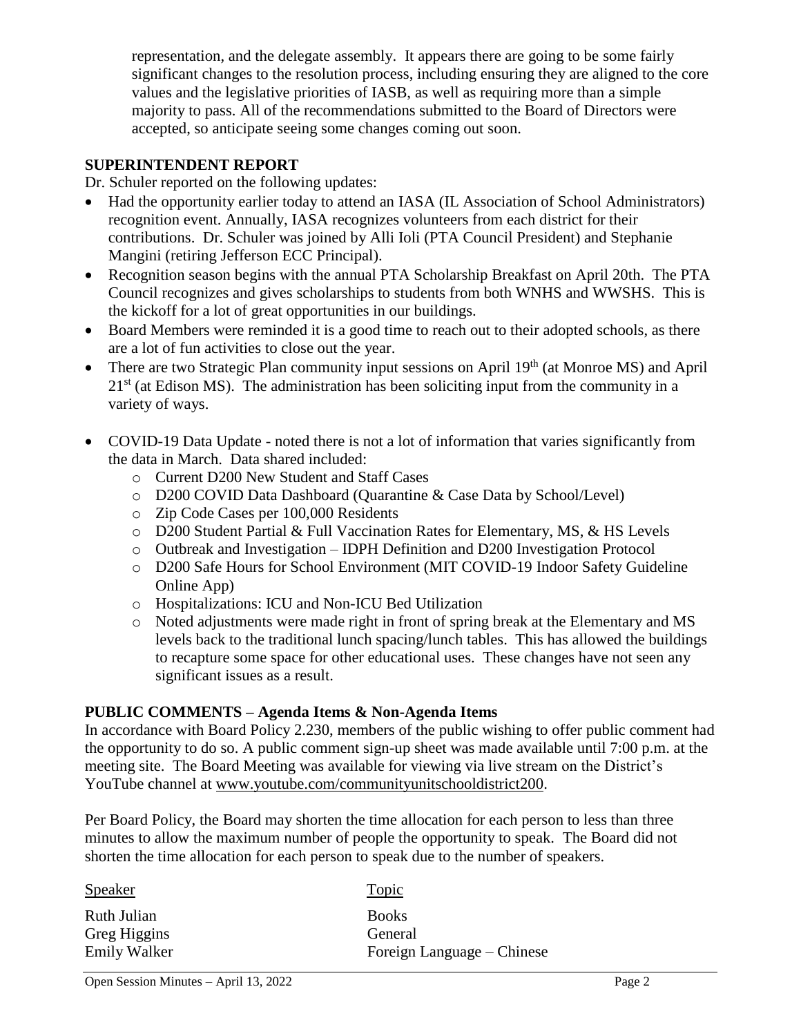representation, and the delegate assembly. It appears there are going to be some fairly significant changes to the resolution process, including ensuring they are aligned to the core values and the legislative priorities of IASB, as well as requiring more than a simple majority to pass. All of the recommendations submitted to the Board of Directors were accepted, so anticipate seeing some changes coming out soon.

**SUPERINTENDENT REPORT**

Dr. Schuler reported on the following updates:

- Had the opportunity earlier today to attend an IASA (IL Association of School Administrators) recognition event. Annually, IASA recognizes volunteers from each district for their contributions. Dr. Schuler was joined by Alli Ioli (PTA Council President) and Stephanie Mangini (retiring Jefferson ECC Principal).
- Recognition season begins with the annual PTA Scholarship Breakfast on April 20th. The PTA Council recognizes and gives scholarships to students from both WNHS and WWSHS. This is the kickoff for a lot of great opportunities in our buildings.
- Board Members were reminded it is a good time to reach out to their adopted schools, as there are a lot of fun activities to close out the year.
- There are two Strategic Plan community input sessions on April 19th (at Monroe MS) and April 21st (at Edison MS). The administration has been soliciting input from the community in a variety of ways.
- COVID-19 Data Update - noted there is not a lot of information that varies significantly from the data in March. Data shared included:
  - Current D200 New Student and Staff Cases
  - D200 COVID Data Dashboard (Quarantine & Case Data by School/Level)
  - Zip Code Cases per 100,000 Residents
  - D200 Student Partial & Full Vaccination Rates for Elementary, MS, & HS Levels
  - Outbreak and Investigation – IDPH Definition and D200 Investigation Protocol
  - D200 Safe Hours for School Environment (MIT COVID-19 Indoor Safety Guideline Online App)
  - Hospitalizations: ICU and Non-ICU Bed Utilization
  - Noted adjustments were made right in front of spring break at the Elementary and MS levels back to the traditional lunch spacing/lunch tables. This has allowed the buildings to recapture some space for other educational uses. These changes have not seen any significant issues as a result.

**PUBLIC COMMENTS – Agenda Items & Non-Agenda Items**

In accordance with Board Policy 2.230, members of the public wishing to offer public comment had the opportunity to do so. A public comment sign-up sheet was made available until 7:00 p.m. at the meeting site. The Board Meeting was available for viewing via live stream on the District's YouTube channel at www.youtube.com/communityunitschooldistrict200.

Per Board Policy, the Board may shorten the time allocation for each person to less than three minutes to allow the maximum number of people the opportunity to speak. The Board did not shorten the time allocation for each person to speak due to the number of speakers.

| Speaker | Topic |
|---|---|
| Ruth Julian | Books |
| Greg Higgins | General |
| Emily Walker | Foreign Language – Chinese |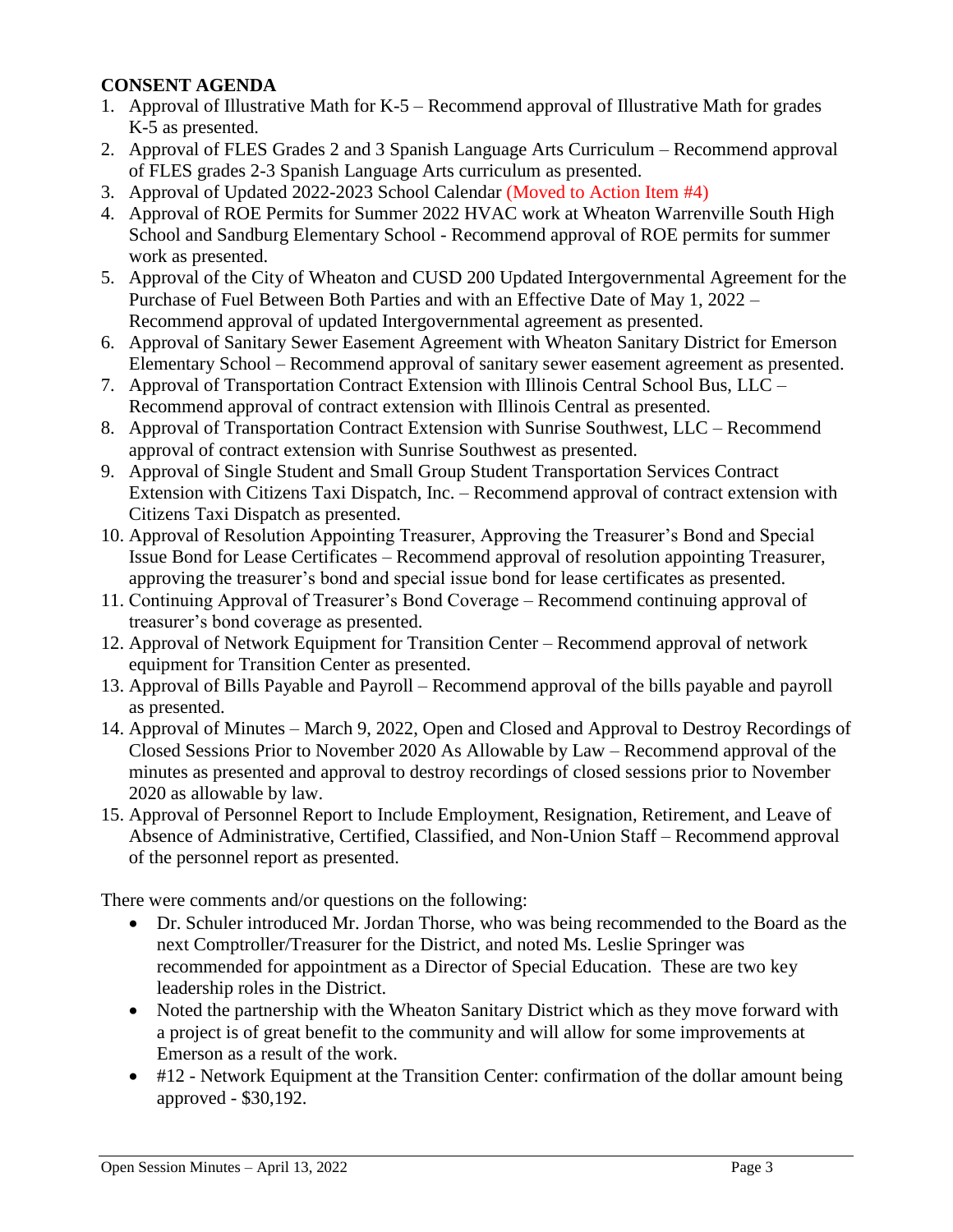## CONSENT AGENDA

1. Approval of Illustrative Math for K-5 – Recommend approval of Illustrative Math for grades K-5 as presented.
2. Approval of FLES Grades 2 and 3 Spanish Language Arts Curriculum – Recommend approval of FLES grades 2-3 Spanish Language Arts curriculum as presented.
3. Approval of Updated 2022-2023 School Calendar (Moved to Action Item #4)
4. Approval of ROE Permits for Summer 2022 HVAC work at Wheaton Warrenville South High School and Sandburg Elementary School - Recommend approval of ROE permits for summer work as presented.
5. Approval of the City of Wheaton and CUSD 200 Updated Intergovernmental Agreement for the Purchase of Fuel Between Both Parties and with an Effective Date of May 1, 2022 – Recommend approval of updated Intergovernmental agreement as presented.
6. Approval of Sanitary Sewer Easement Agreement with Wheaton Sanitary District for Emerson Elementary School – Recommend approval of sanitary sewer easement agreement as presented.
7. Approval of Transportation Contract Extension with Illinois Central School Bus, LLC – Recommend approval of contract extension with Illinois Central as presented.
8. Approval of Transportation Contract Extension with Sunrise Southwest, LLC – Recommend approval of contract extension with Sunrise Southwest as presented.
9. Approval of Single Student and Small Group Student Transportation Services Contract Extension with Citizens Taxi Dispatch, Inc. – Recommend approval of contract extension with Citizens Taxi Dispatch as presented.
10. Approval of Resolution Appointing Treasurer, Approving the Treasurer's Bond and Special Issue Bond for Lease Certificates – Recommend approval of resolution appointing Treasurer, approving the treasurer's bond and special issue bond for lease certificates as presented.
11. Continuing Approval of Treasurer's Bond Coverage – Recommend continuing approval of treasurer's bond coverage as presented.
12. Approval of Network Equipment for Transition Center – Recommend approval of network equipment for Transition Center as presented.
13. Approval of Bills Payable and Payroll – Recommend approval of the bills payable and payroll as presented.
14. Approval of Minutes – March 9, 2022, Open and Closed and Approval to Destroy Recordings of Closed Sessions Prior to November 2020 As Allowable by Law – Recommend approval of the minutes as presented and approval to destroy recordings of closed sessions prior to November 2020 as allowable by law.
15. Approval of Personnel Report to Include Employment, Resignation, Retirement, and Leave of Absence of Administrative, Certified, Classified, and Non-Union Staff – Recommend approval of the personnel report as presented.

There were comments and/or questions on the following:

- Dr. Schuler introduced Mr. Jordan Thorse, who was being recommended to the Board as the next Comptroller/Treasurer for the District, and noted Ms. Leslie Springer was recommended for appointment as a Director of Special Education. These are two key leadership roles in the District.
- Noted the partnership with the Wheaton Sanitary District which as they move forward with a project is of great benefit to the community and will allow for some improvements at Emerson as a result of the work.
- #12 - Network Equipment at the Transition Center: confirmation of the dollar amount being approved - $30,192.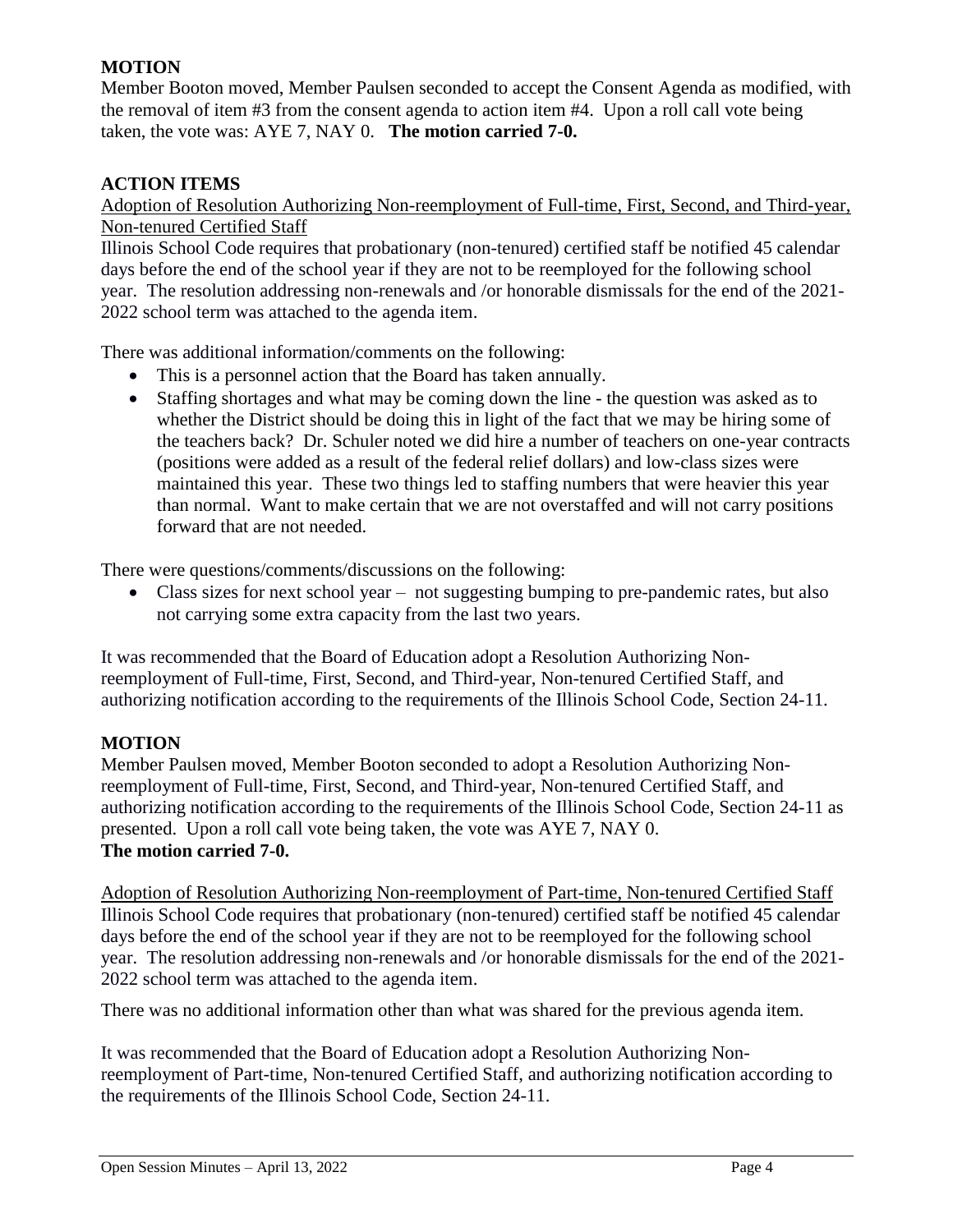**MOTION**

Member Booton moved, Member Paulsen seconded to accept the Consent Agenda as modified, with the removal of item #3 from the consent agenda to action item #4. Upon a roll call vote being taken, the vote was: AYE 7, NAY 0. **The motion carried 7-0.**

**ACTION ITEMS**

Adoption of Resolution Authorizing Non-reemployment of Full-time, First, Second, and Third-year, Non-tenured Certified Staff

Illinois School Code requires that probationary (non-tenured) certified staff be notified 45 calendar days before the end of the school year if they are not to be reemployed for the following school year. The resolution addressing non-renewals and /or honorable dismissals for the end of the 2021-2022 school term was attached to the agenda item.

There was additional information/comments on the following:

- This is a personnel action that the Board has taken annually.
- Staffing shortages and what may be coming down the line - the question was asked as to whether the District should be doing this in light of the fact that we may be hiring some of the teachers back? Dr. Schuler noted we did hire a number of teachers on one-year contracts (positions were added as a result of the federal relief dollars) and low-class sizes were maintained this year. These two things led to staffing numbers that were heavier this year than normal. Want to make certain that we are not overstaffed and will not carry positions forward that are not needed.

There were questions/comments/discussions on the following:

- Class sizes for next school year – not suggesting bumping to pre-pandemic rates, but also not carrying some extra capacity from the last two years.

It was recommended that the Board of Education adopt a Resolution Authorizing Non-reemployment of Full-time, First, Second, and Third-year, Non-tenured Certified Staff, and authorizing notification according to the requirements of the Illinois School Code, Section 24-11.

**MOTION**

Member Paulsen moved, Member Booton seconded to adopt a Resolution Authorizing Non-reemployment of Full-time, First, Second, and Third-year, Non-tenured Certified Staff, and authorizing notification according to the requirements of the Illinois School Code, Section 24-11 as presented. Upon a roll call vote being taken, the vote was AYE 7, NAY 0.
**The motion carried 7-0.**

Adoption of Resolution Authorizing Non-reemployment of Part-time, Non-tenured Certified Staff

Illinois School Code requires that probationary (non-tenured) certified staff be notified 45 calendar days before the end of the school year if they are not to be reemployed for the following school year. The resolution addressing non-renewals and /or honorable dismissals for the end of the 2021-2022 school term was attached to the agenda item.

There was no additional information other than what was shared for the previous agenda item.

It was recommended that the Board of Education adopt a Resolution Authorizing Non-reemployment of Part-time, Non-tenured Certified Staff, and authorizing notification according to the requirements of the Illinois School Code, Section 24-11.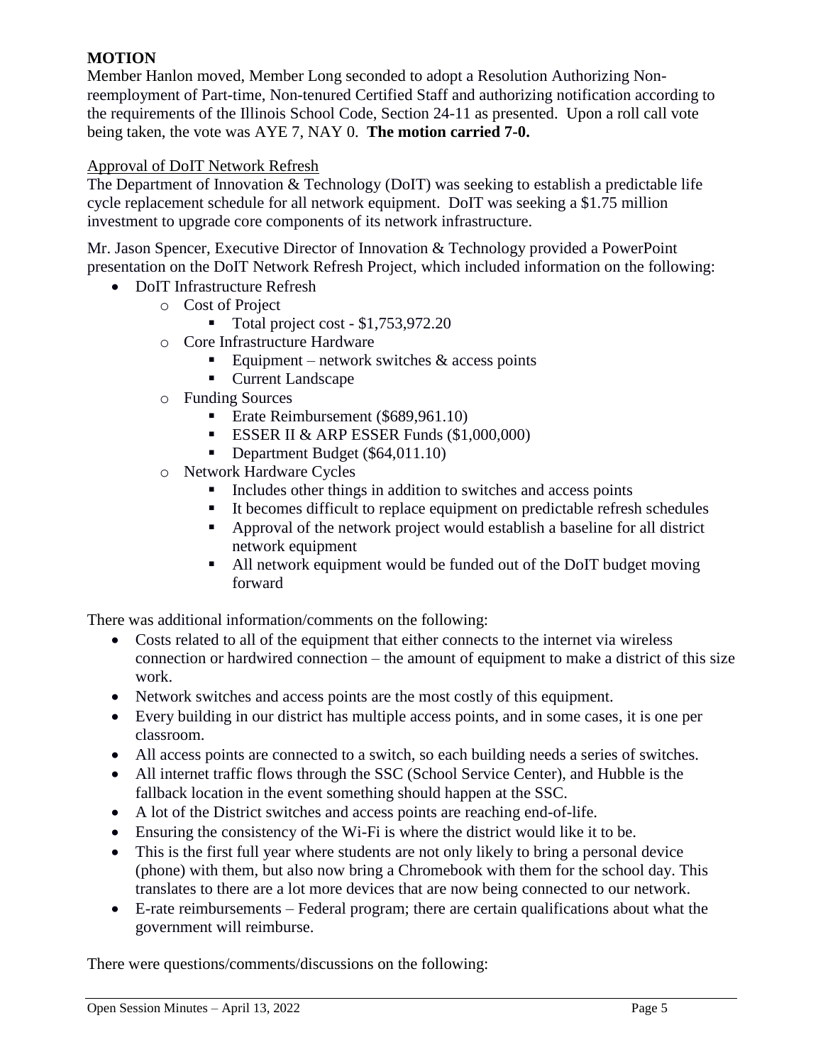**MOTION**

Member Hanlon moved, Member Long seconded to adopt a Resolution Authorizing Non-reemployment of Part-time, Non-tenured Certified Staff and authorizing notification according to the requirements of the Illinois School Code, Section 24-11 as presented. Upon a roll call vote being taken, the vote was AYE 7, NAY 0. **The motion carried 7-0.**

Approval of DoIT Network Refresh

The Department of Innovation & Technology (DoIT) was seeking to establish a predictable life cycle replacement schedule for all network equipment. DoIT was seeking a $1.75 million investment to upgrade core components of its network infrastructure.

Mr. Jason Spencer, Executive Director of Innovation & Technology provided a PowerPoint presentation on the DoIT Network Refresh Project, which included information on the following:

- DoIT Infrastructure Refresh
  - Cost of Project
    - Total project cost - $1,753,972.20
  - Core Infrastructure Hardware
    - Equipment – network switches & access points
    - Current Landscape
  - Funding Sources
    - Erate Reimbursement ($689,961.10)
    - ESSER II & ARP ESSER Funds ($1,000,000)
    - Department Budget ($64,011.10)
  - Network Hardware Cycles
    - Includes other things in addition to switches and access points
    - It becomes difficult to replace equipment on predictable refresh schedules
    - Approval of the network project would establish a baseline for all district network equipment
    - All network equipment would be funded out of the DoIT budget moving forward

There was additional information/comments on the following:

- Costs related to all of the equipment that either connects to the internet via wireless connection or hardwired connection – the amount of equipment to make a district of this size work.
- Network switches and access points are the most costly of this equipment.
- Every building in our district has multiple access points, and in some cases, it is one per classroom.
- All access points are connected to a switch, so each building needs a series of switches.
- All internet traffic flows through the SSC (School Service Center), and Hubble is the fallback location in the event something should happen at the SSC.
- A lot of the District switches and access points are reaching end-of-life.
- Ensuring the consistency of the Wi-Fi is where the district would like it to be.
- This is the first full year where students are not only likely to bring a personal device (phone) with them, but also now bring a Chromebook with them for the school day. This translates to there are a lot more devices that are now being connected to our network.
- E-rate reimbursements – Federal program; there are certain qualifications about what the government will reimburse.

There were questions/comments/discussions on the following: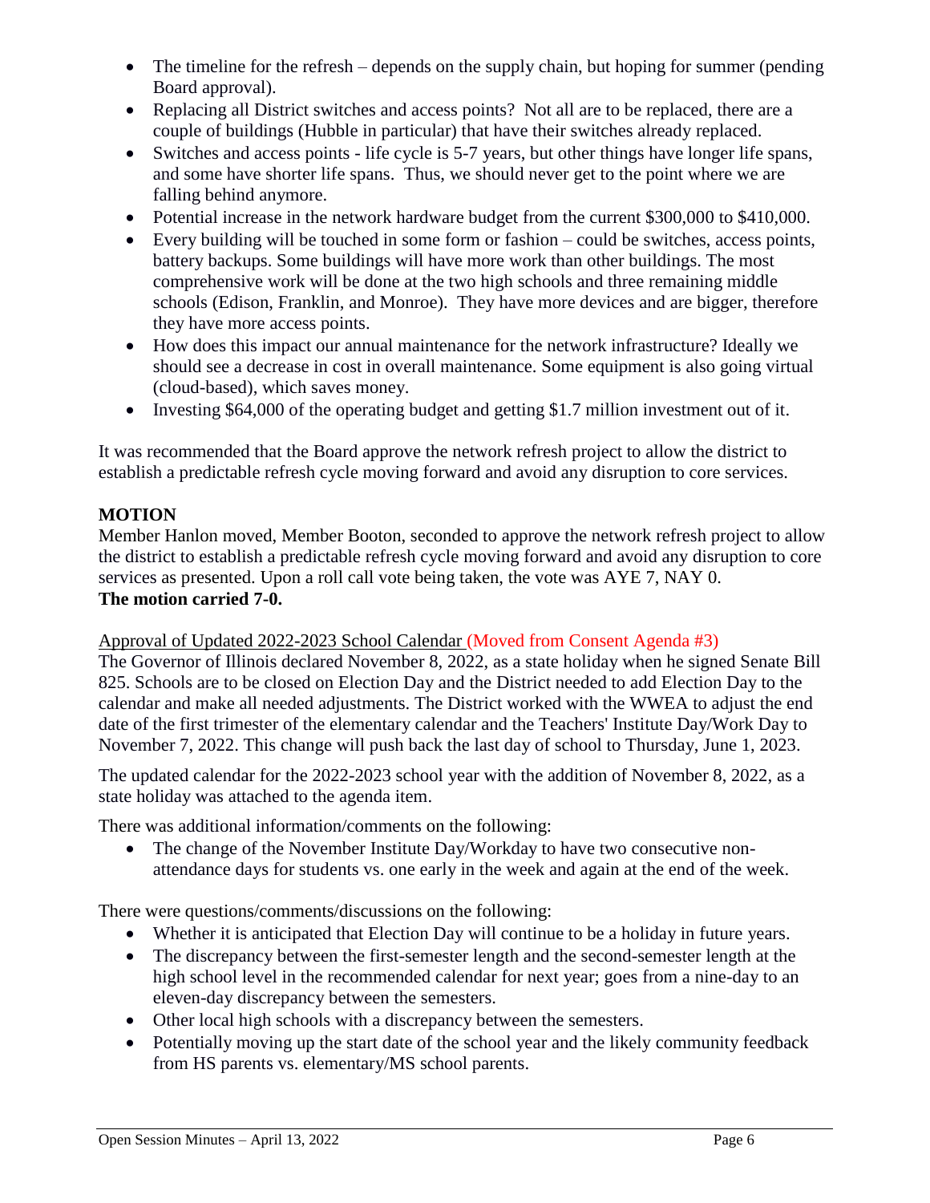- The timeline for the refresh – depends on the supply chain, but hoping for summer (pending Board approval).
- Replacing all District switches and access points? Not all are to be replaced, there are a couple of buildings (Hubble in particular) that have their switches already replaced.
- Switches and access points - life cycle is 5-7 years, but other things have longer life spans, and some have shorter life spans. Thus, we should never get to the point where we are falling behind anymore.
- Potential increase in the network hardware budget from the current $300,000 to $410,000.
- Every building will be touched in some form or fashion – could be switches, access points, battery backups. Some buildings will have more work than other buildings. The most comprehensive work will be done at the two high schools and three remaining middle schools (Edison, Franklin, and Monroe). They have more devices and are bigger, therefore they have more access points.
- How does this impact our annual maintenance for the network infrastructure? Ideally we should see a decrease in cost in overall maintenance. Some equipment is also going virtual (cloud-based), which saves money.
- Investing $64,000 of the operating budget and getting $1.7 million investment out of it.

It was recommended that the Board approve the network refresh project to allow the district to establish a predictable refresh cycle moving forward and avoid any disruption to core services.

**MOTION**

Member Hanlon moved, Member Booton, seconded to approve the network refresh project to allow the district to establish a predictable refresh cycle moving forward and avoid any disruption to core services as presented. Upon a roll call vote being taken, the vote was AYE 7, NAY 0.

**The motion carried 7-0.**

Approval of Updated 2022-2023 School Calendar (Moved from Consent Agenda #3)

The Governor of Illinois declared November 8, 2022, as a state holiday when he signed Senate Bill 825. Schools are to be closed on Election Day and the District needed to add Election Day to the calendar and make all needed adjustments. The District worked with the WWEA to adjust the end date of the first trimester of the elementary calendar and the Teachers' Institute Day/Work Day to November 7, 2022. This change will push back the last day of school to Thursday, June 1, 2023.

The updated calendar for the 2022-2023 school year with the addition of November 8, 2022, as a state holiday was attached to the agenda item.

There was additional information/comments on the following:

- The change of the November Institute Day/Workday to have two consecutive non-attendance days for students vs. one early in the week and again at the end of the week.

There were questions/comments/discussions on the following:

- Whether it is anticipated that Election Day will continue to be a holiday in future years.
- The discrepancy between the first-semester length and the second-semester length at the high school level in the recommended calendar for next year; goes from a nine-day to an eleven-day discrepancy between the semesters.
- Other local high schools with a discrepancy between the semesters.
- Potentially moving up the start date of the school year and the likely community feedback from HS parents vs. elementary/MS school parents.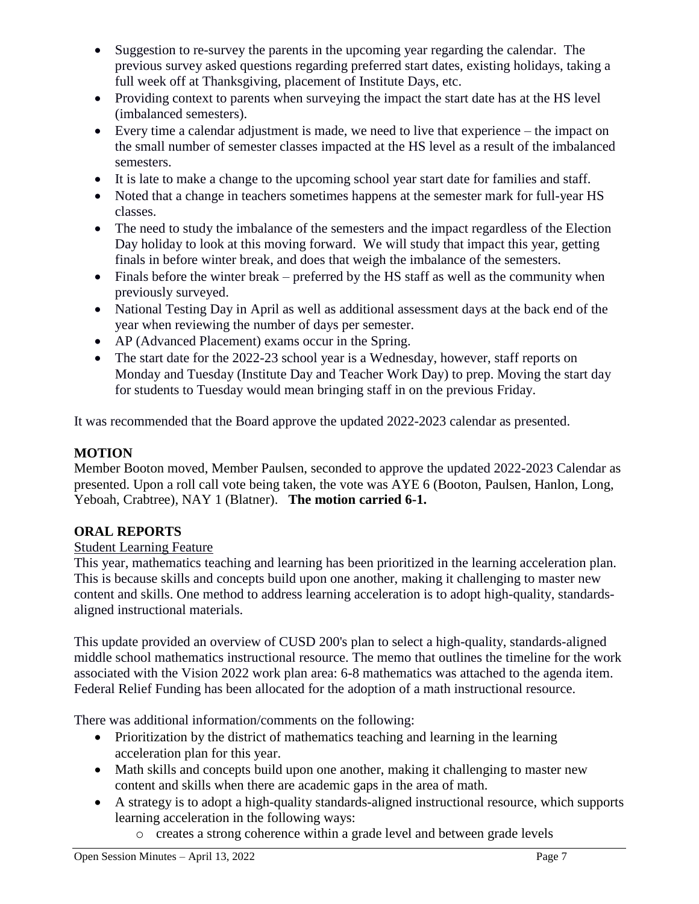- Suggestion to re-survey the parents in the upcoming year regarding the calendar. The previous survey asked questions regarding preferred start dates, existing holidays, taking a full week off at Thanksgiving, placement of Institute Days, etc.
- Providing context to parents when surveying the impact the start date has at the HS level (imbalanced semesters).
- Every time a calendar adjustment is made, we need to live that experience – the impact on the small number of semester classes impacted at the HS level as a result of the imbalanced semesters.
- It is late to make a change to the upcoming school year start date for families and staff.
- Noted that a change in teachers sometimes happens at the semester mark for full-year HS classes.
- The need to study the imbalance of the semesters and the impact regardless of the Election Day holiday to look at this moving forward. We will study that impact this year, getting finals in before winter break, and does that weigh the imbalance of the semesters.
- Finals before the winter break – preferred by the HS staff as well as the community when previously surveyed.
- National Testing Day in April as well as additional assessment days at the back end of the year when reviewing the number of days per semester.
- AP (Advanced Placement) exams occur in the Spring.
- The start date for the 2022-23 school year is a Wednesday, however, staff reports on Monday and Tuesday (Institute Day and Teacher Work Day) to prep. Moving the start day for students to Tuesday would mean bringing staff in on the previous Friday.

It was recommended that the Board approve the updated 2022-2023 calendar as presented.

**MOTION**

Member Booton moved, Member Paulsen, seconded to approve the updated 2022-2023 Calendar as presented. Upon a roll call vote being taken, the vote was AYE 6 (Booton, Paulsen, Hanlon, Long, Yeboah, Crabtree), NAY 1 (Blatner). **The motion carried 6-1.**

**ORAL REPORTS**

Student Learning Feature

This year, mathematics teaching and learning has been prioritized in the learning acceleration plan. This is because skills and concepts build upon one another, making it challenging to master new content and skills. One method to address learning acceleration is to adopt high-quality, standards-aligned instructional materials.

This update provided an overview of CUSD 200's plan to select a high-quality, standards-aligned middle school mathematics instructional resource. The memo that outlines the timeline for the work associated with the Vision 2022 work plan area: 6-8 mathematics was attached to the agenda item. Federal Relief Funding has been allocated for the adoption of a math instructional resource.

There was additional information/comments on the following:

- Prioritization by the district of mathematics teaching and learning in the learning acceleration plan for this year.
- Math skills and concepts build upon one another, making it challenging to master new content and skills when there are academic gaps in the area of math.
- A strategy is to adopt a high-quality standards-aligned instructional resource, which supports learning acceleration in the following ways:
  - creates a strong coherence within a grade level and between grade levels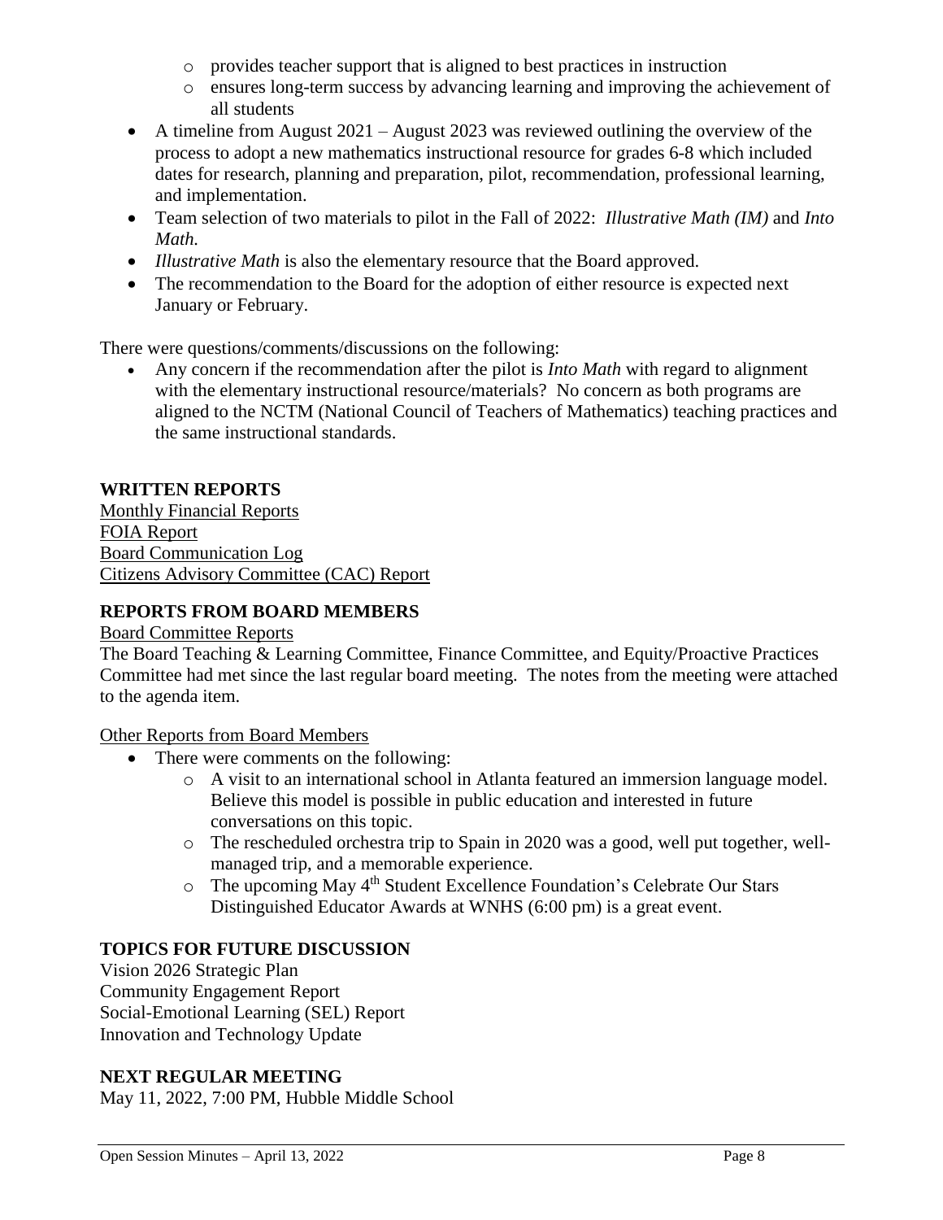- provides teacher support that is aligned to best practices in instruction
    - ensures long-term success by advancing learning and improving the achievement of all students
- A timeline from August 2021 – August 2023 was reviewed outlining the overview of the process to adopt a new mathematics instructional resource for grades 6-8 which included dates for research, planning and preparation, pilot, recommendation, professional learning, and implementation.
- Team selection of two materials to pilot in the Fall of 2022: *Illustrative Math (IM)* and *Into Math.*
- *Illustrative Math* is also the elementary resource that the Board approved.
- The recommendation to the Board for the adoption of either resource is expected next January or February.

There were questions/comments/discussions on the following:

- Any concern if the recommendation after the pilot is *Into Math* with regard to alignment with the elementary instructional resource/materials? No concern as both programs are aligned to the NCTM (National Council of Teachers of Mathematics) teaching practices and the same instructional standards.

**WRITTEN REPORTS**

Monthly Financial Reports
FOIA Report
Board Communication Log
Citizens Advisory Committee (CAC) Report

**REPORTS FROM BOARD MEMBERS**

Board Committee Reports

The Board Teaching & Learning Committee, Finance Committee, and Equity/Proactive Practices Committee had met since the last regular board meeting. The notes from the meeting were attached to the agenda item.

Other Reports from Board Members

- There were comments on the following:
    - A visit to an international school in Atlanta featured an immersion language model. Believe this model is possible in public education and interested in future conversations on this topic.
    - The rescheduled orchestra trip to Spain in 2020 was a good, well put together, well-managed trip, and a memorable experience.
    - The upcoming May 4th Student Excellence Foundation's Celebrate Our Stars Distinguished Educator Awards at WNHS (6:00 pm) is a great event.

**TOPICS FOR FUTURE DISCUSSION**

Vision 2026 Strategic Plan
Community Engagement Report
Social-Emotional Learning (SEL) Report
Innovation and Technology Update

**NEXT REGULAR MEETING**

May 11, 2022, 7:00 PM, Hubble Middle School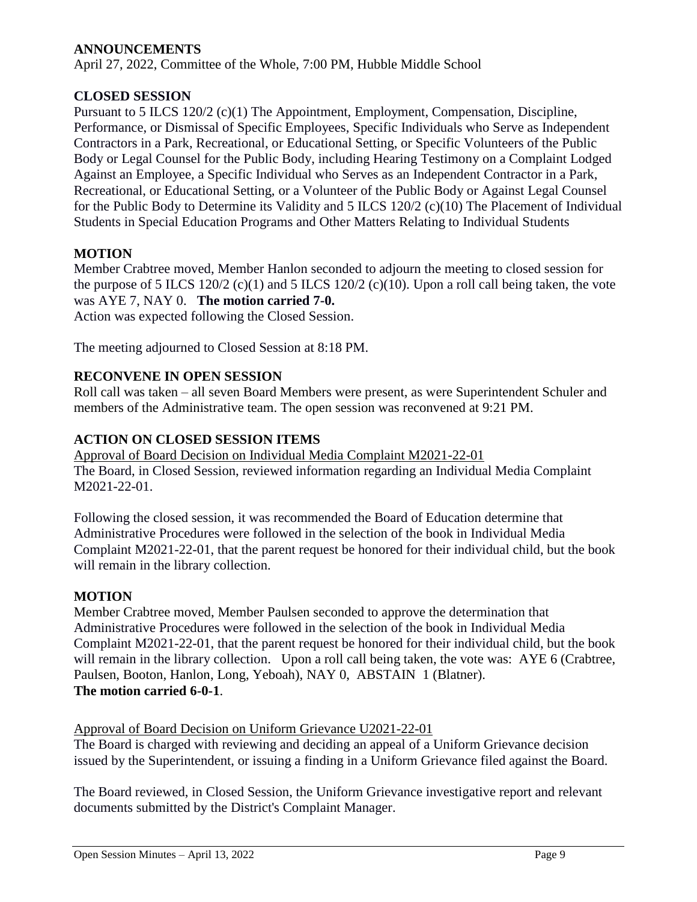**ANNOUNCEMENTS**

April 27, 2022, Committee of the Whole, 7:00 PM, Hubble Middle School

**CLOSED SESSION**

Pursuant to 5 ILCS 120/2 (c)(1) The Appointment, Employment, Compensation, Discipline, Performance, or Dismissal of Specific Employees, Specific Individuals who Serve as Independent Contractors in a Park, Recreational, or Educational Setting, or Specific Volunteers of the Public Body or Legal Counsel for the Public Body, including Hearing Testimony on a Complaint Lodged Against an Employee, a Specific Individual who Serves as an Independent Contractor in a Park, Recreational, or Educational Setting, or a Volunteer of the Public Body or Against Legal Counsel for the Public Body to Determine its Validity and 5 ILCS 120/2 (c)(10) The Placement of Individual Students in Special Education Programs and Other Matters Relating to Individual Students

**MOTION**

Member Crabtree moved, Member Hanlon seconded to adjourn the meeting to closed session for the purpose of 5 ILCS 120/2 (c)(1) and 5 ILCS 120/2 (c)(10). Upon a roll call being taken, the vote was AYE 7, NAY 0. **The motion carried 7-0.**
Action was expected following the Closed Session.

The meeting adjourned to Closed Session at 8:18 PM.

**RECONVENE IN OPEN SESSION**

Roll call was taken – all seven Board Members were present, as were Superintendent Schuler and members of the Administrative team. The open session was reconvened at 9:21 PM.

**ACTION ON CLOSED SESSION ITEMS**

Approval of Board Decision on Individual Media Complaint M2021-22-01

The Board, in Closed Session, reviewed information regarding an Individual Media Complaint M2021-22-01.

Following the closed session, it was recommended the Board of Education determine that Administrative Procedures were followed in the selection of the book in Individual Media Complaint M2021-22-01, that the parent request be honored for their individual child, but the book will remain in the library collection.

**MOTION**

Member Crabtree moved, Member Paulsen seconded to approve the determination that Administrative Procedures were followed in the selection of the book in Individual Media Complaint M2021-22-01, that the parent request be honored for their individual child, but the book will remain in the library collection. Upon a roll call being taken, the vote was: AYE 6 (Crabtree, Paulsen, Booton, Hanlon, Long, Yeboah), NAY 0, ABSTAIN 1 (Blatner).
**The motion carried 6-0-1**.

Approval of Board Decision on Uniform Grievance U2021-22-01

The Board is charged with reviewing and deciding an appeal of a Uniform Grievance decision issued by the Superintendent, or issuing a finding in a Uniform Grievance filed against the Board.

The Board reviewed, in Closed Session, the Uniform Grievance investigative report and relevant documents submitted by the District's Complaint Manager.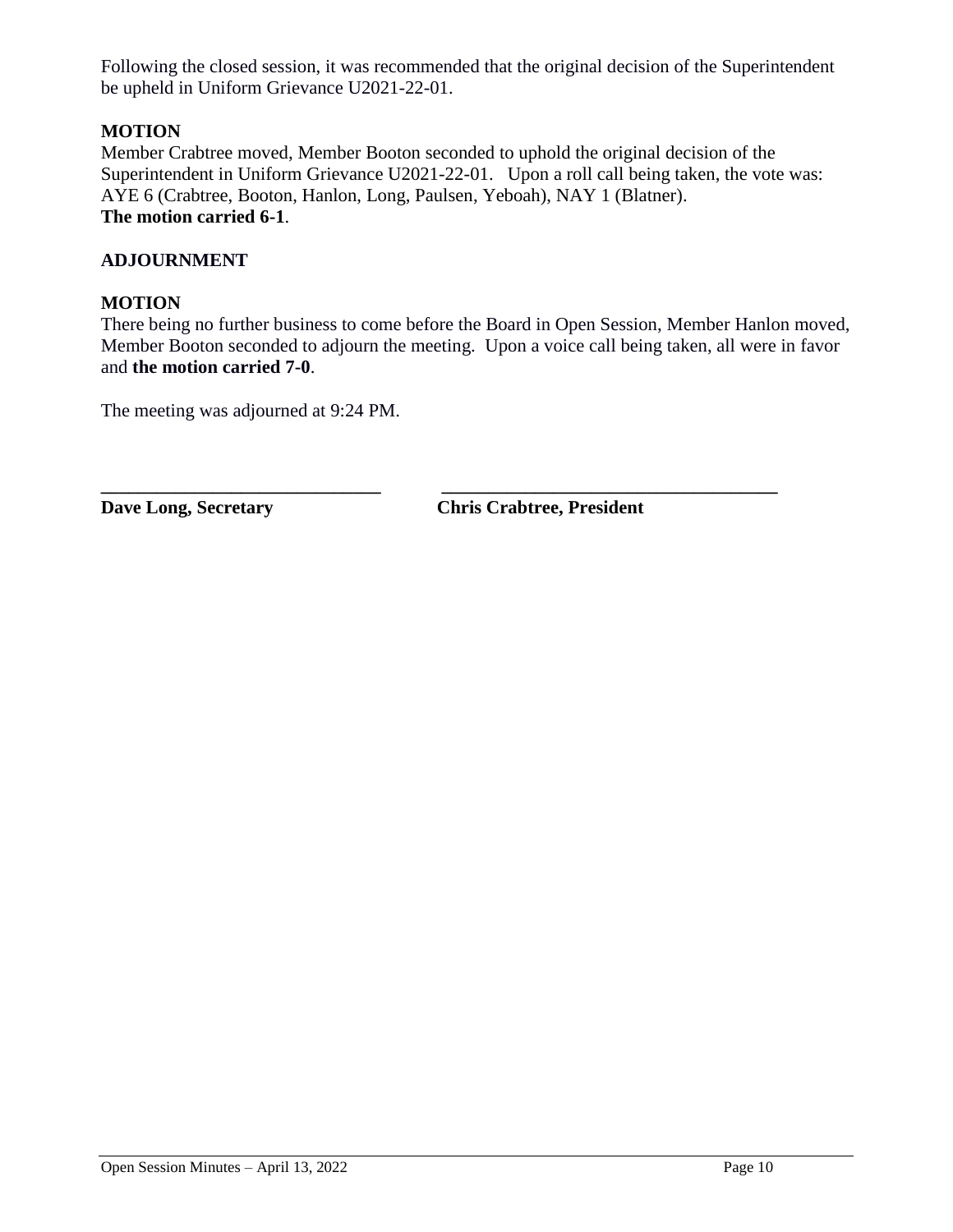Following the closed session, it was recommended that the original decision of the Superintendent be upheld in Uniform Grievance U2021-22-01.

**MOTION**

Member Crabtree moved, Member Booton seconded to uphold the original decision of the Superintendent in Uniform Grievance U2021-22-01. Upon a roll call being taken, the vote was: AYE 6 (Crabtree, Booton, Hanlon, Long, Paulsen, Yeboah), NAY 1 (Blatner).
**The motion carried 6-1**.

**ADJOURNMENT**

**MOTION**

There being no further business to come before the Board in Open Session, Member Hanlon moved, Member Booton seconded to adjourn the meeting. Upon a voice call being taken, all were in favor and **the motion carried 7-0**.

The meeting was adjourned at 9:24 PM.

______________________________ ____________________________________

**Dave Long, Secretary** **Chris Crabtree, President**